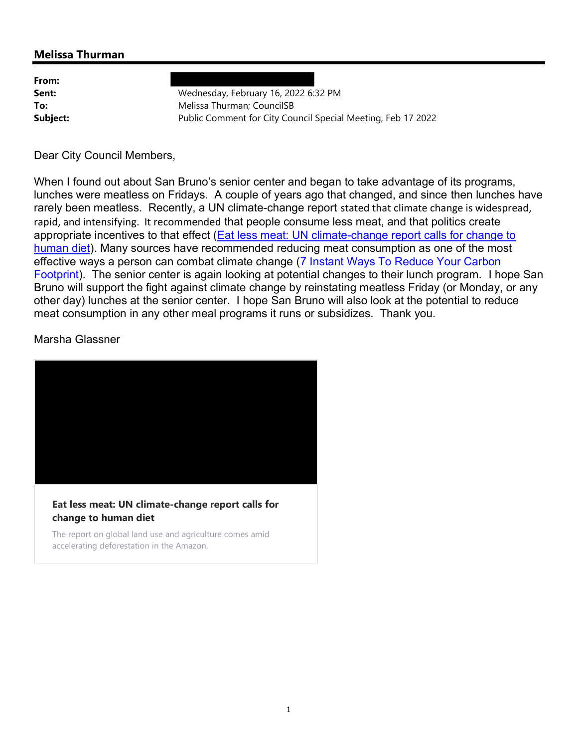## Melissa Thurman

**From:**
**Sent:** Wednesday, February 16, 2022 6:32 PM
**To:** Melissa Thurman; CouncilSB
**Subject:** Public Comment for City Council Special Meeting, Feb 17 2022

Dear City Council Members,

When I found out about San Bruno's senior center and began to take advantage of its programs, lunches were meatless on Fridays. A couple of years ago that changed, and since then lunches have rarely been meatless. Recently, a UN climate-change report stated that climate change is widespread, rapid, and intensifying. It recommended that people consume less meat, and that politics create appropriate incentives to that effect ([Eat less meat: UN climate-change report calls for change to human diet]()). Many sources have recommended reducing meat consumption as one of the most effective ways a person can combat climate change ([7 Instant Ways To Reduce Your Carbon Footprint]()). The senior center is again looking at potential changes to their lunch program. I hope San Bruno will support the fight against climate change by reinstating meatless Friday (or Monday, or any other day) lunches at the senior center. I hope San Bruno will also look at the potential to reduce meat consumption in any other meal programs it runs or subsidizes. Thank you.

Marsha Glassner

**Eat less meat: UN climate-change report calls for change to human diet**

The report on global land use and agriculture comes amid accelerating deforestation in the Amazon.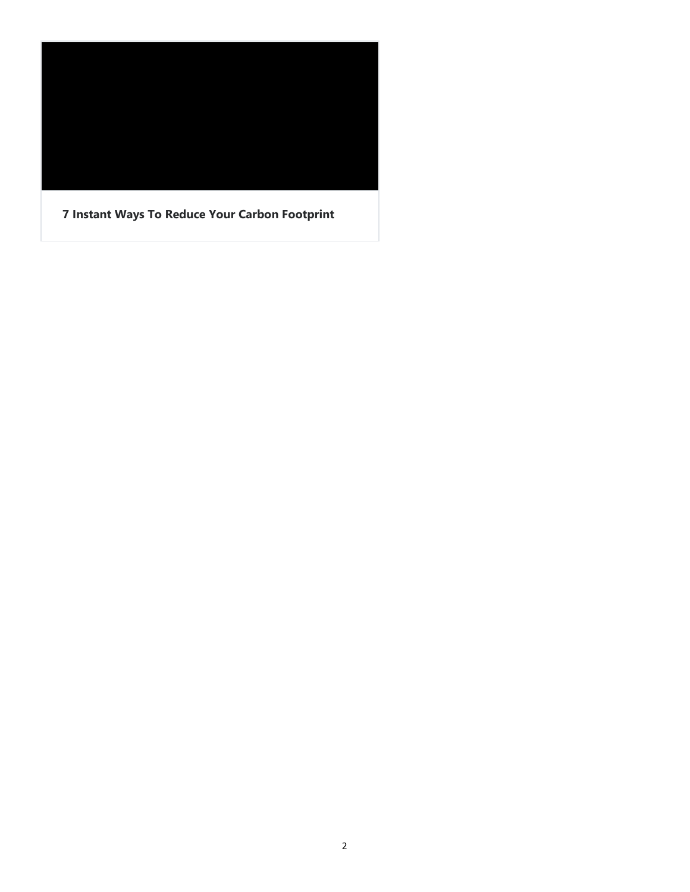**7 Instant Ways To Reduce Your Carbon Footprint**